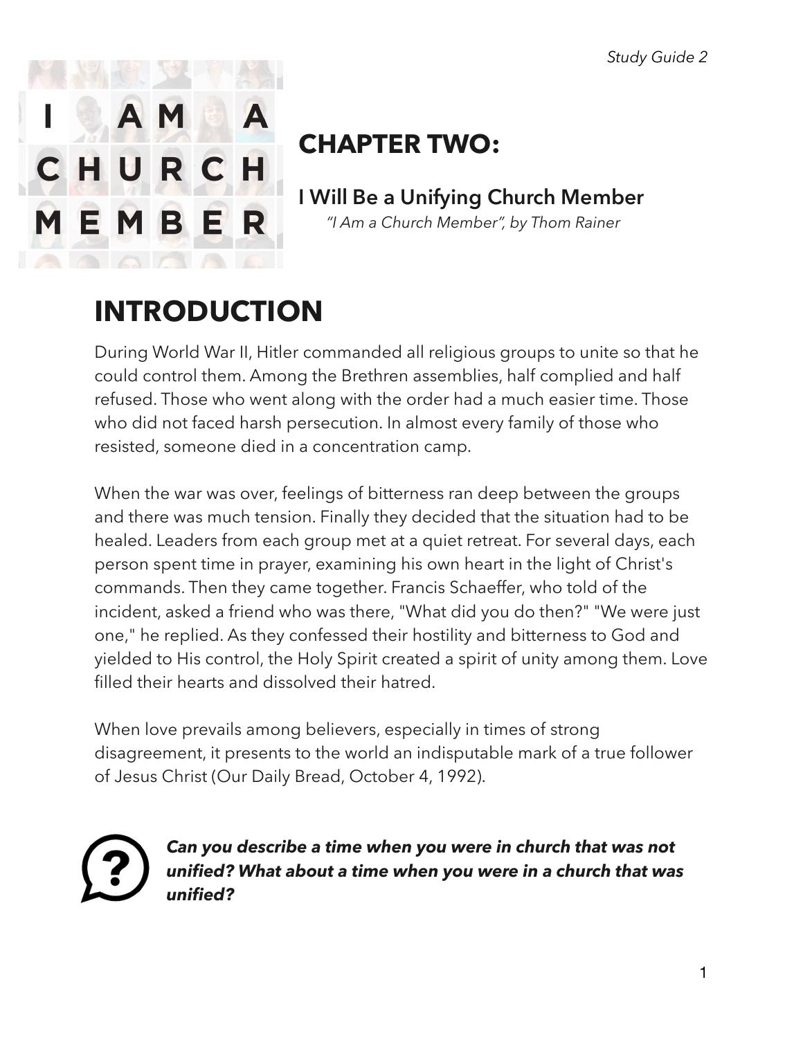I AM A CHURCH MEMBER

# CHAPTER TWO:

## I Will Be a Unifying Church Member

*"I Am a Church Member", by Thom Rainer*

# INTRODUCTION

During World War II, Hitler commanded all religious groups to unite so that he could control them. Among the Brethren assemblies, half complied and half refused. Those who went along with the order had a much easier time. Those who did not faced harsh persecution. In almost every family of those who resisted, someone died in a concentration camp.

When the war was over, feelings of bitterness ran deep between the groups and there was much tension. Finally they decided that the situation had to be healed. Leaders from each group met at a quiet retreat. For several days, each person spent time in prayer, examining his own heart in the light of Christ's commands. Then they came together. Francis Schaeffer, who told of the incident, asked a friend who was there, "What did you do then?" "We were just one," he replied. As they confessed their hostility and bitterness to God and yielded to His control, the Holy Spirit created a spirit of unity among them. Love filled their hearts and dissolved their hatred.

When love prevails among believers, especially in times of strong disagreement, it presents to the world an indisputable mark of a true follower of Jesus Christ (Our Daily Bread, October 4, 1992).

***Can you describe a time when you were in church that was not unified? What about a time when you were in a church that was unified?***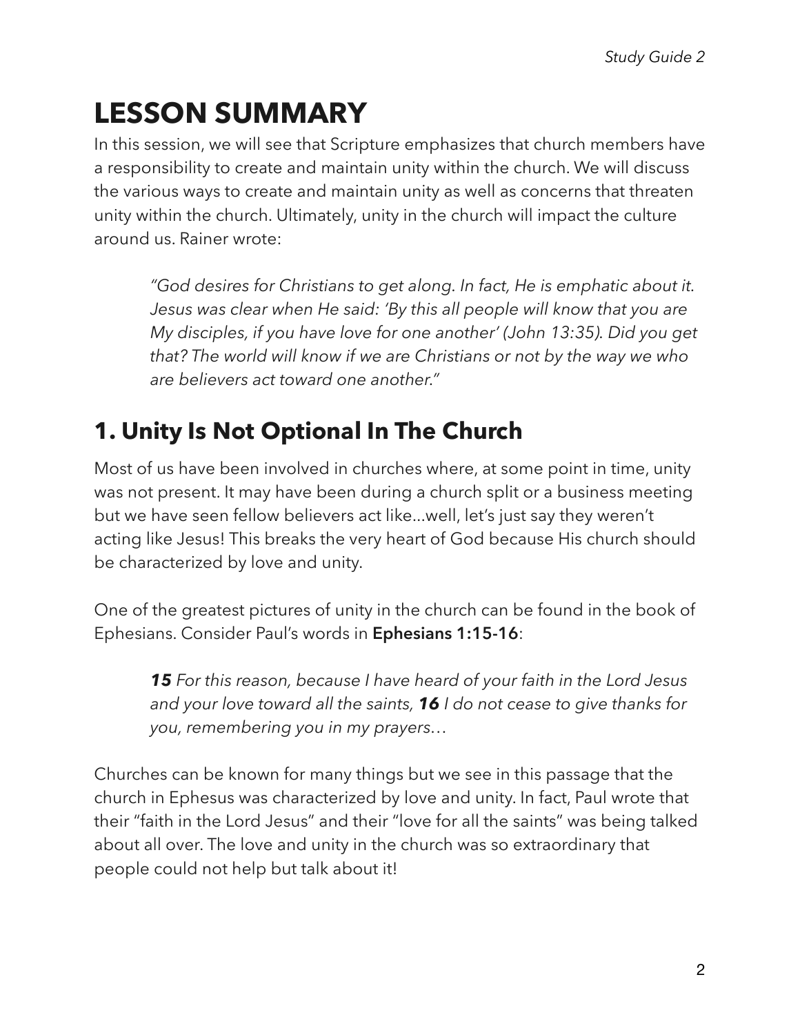# LESSON SUMMARY

In this session, we will see that Scripture emphasizes that church members have a responsibility to create and maintain unity within the church. We will discuss the various ways to create and maintain unity as well as concerns that threaten unity within the church. Ultimately, unity in the church will impact the culture around us. Rainer wrote:

> *"God desires for Christians to get along. In fact, He is emphatic about it. Jesus was clear when He said: 'By this all people will know that you are My disciples, if you have love for one another' (John 13:35). Did you get that? The world will know if we are Christians or not by the way we who are believers act toward one another."*

## 1. Unity Is Not Optional In The Church

Most of us have been involved in churches where, at some point in time, unity was not present. It may have been during a church split or a business meeting but we have seen fellow believers act like...well, let's just say they weren't acting like Jesus! This breaks the very heart of God because His church should be characterized by love and unity.

One of the greatest pictures of unity in the church can be found in the book of Ephesians. Consider Paul's words in **Ephesians 1:15-16**:

> ***15*** *For this reason, because I have heard of your faith in the Lord Jesus and your love toward all the saints,* ***16*** *I do not cease to give thanks for you, remembering you in my prayers…*

Churches can be known for many things but we see in this passage that the church in Ephesus was characterized by love and unity. In fact, Paul wrote that their "faith in the Lord Jesus" and their "love for all the saints" was being talked about all over. The love and unity in the church was so extraordinary that people could not help but talk about it!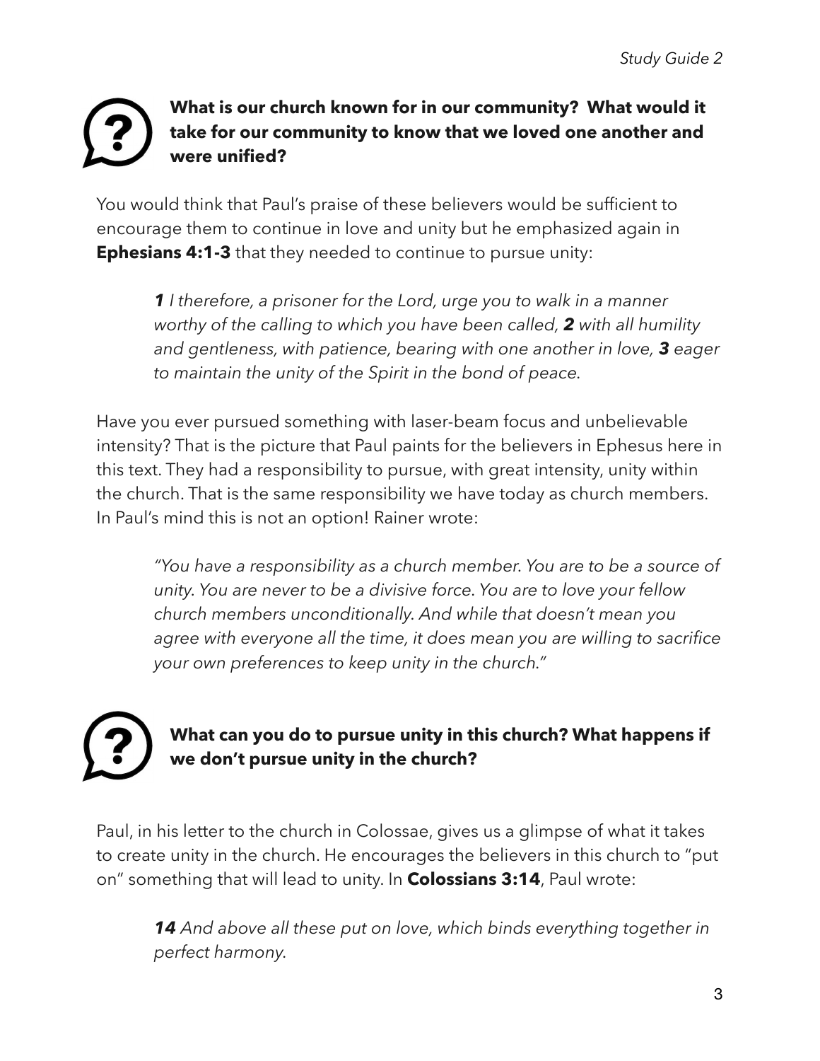**What is our church known for in our community? What would it take for our community to know that we loved one another and were unified?**

You would think that Paul's praise of these believers would be sufficient to encourage them to continue in love and unity but he emphasized again in **Ephesians 4:1-3** that they needed to continue to pursue unity:

> ***1*** *I therefore, a prisoner for the Lord, urge you to walk in a manner worthy of the calling to which you have been called,* ***2*** *with all humility and gentleness, with patience, bearing with one another in love,* ***3*** *eager to maintain the unity of the Spirit in the bond of peace.*

Have you ever pursued something with laser-beam focus and unbelievable intensity? That is the picture that Paul paints for the believers in Ephesus here in this text. They had a responsibility to pursue, with great intensity, unity within the church. That is the same responsibility we have today as church members. In Paul's mind this is not an option! Rainer wrote:

> *"You have a responsibility as a church member. You are to be a source of unity. You are never to be a divisive force. You are to love your fellow church members unconditionally. And while that doesn't mean you agree with everyone all the time, it does mean you are willing to sacrifice your own preferences to keep unity in the church."*

**What can you do to pursue unity in this church? What happens if we don't pursue unity in the church?**

Paul, in his letter to the church in Colossae, gives us a glimpse of what it takes to create unity in the church. He encourages the believers in this church to "put on" something that will lead to unity. In **Colossians 3:14**, Paul wrote:

> ***14*** *And above all these put on love, which binds everything together in perfect harmony.*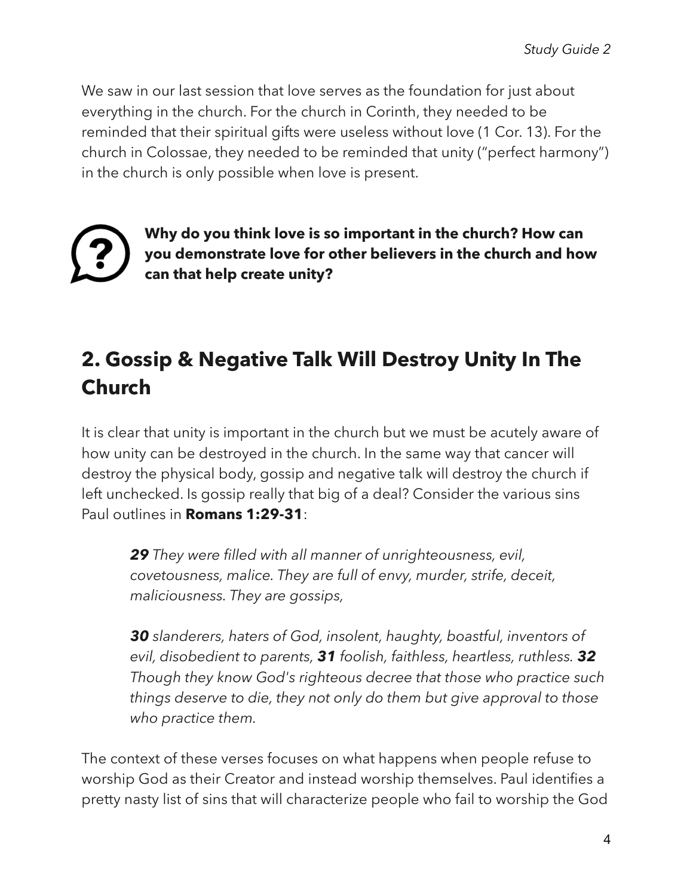We saw in our last session that love serves as the foundation for just about everything in the church. For the church in Corinth, they needed to be reminded that their spiritual gifts were useless without love (1 Cor. 13). For the church in Colossae, they needed to be reminded that unity ("perfect harmony") in the church is only possible when love is present.

**Why do you think love is so important in the church? How can you demonstrate love for other believers in the church and how can that help create unity?**

## 2. Gossip & Negative Talk Will Destroy Unity In The Church

It is clear that unity is important in the church but we must be acutely aware of how unity can be destroyed in the church. In the same way that cancer will destroy the physical body, gossip and negative talk will destroy the church if left unchecked. Is gossip really that big of a deal? Consider the various sins Paul outlines in **Romans 1:29-31**:

> ***29*** *They were filled with all manner of unrighteousness, evil, covetousness, malice. They are full of envy, murder, strife, deceit, maliciousness. They are gossips,*
>
> ***30*** *slanderers, haters of God, insolent, haughty, boastful, inventors of evil, disobedient to parents,* ***31*** *foolish, faithless, heartless, ruthless.* ***32*** *Though they know God's righteous decree that those who practice such things deserve to die, they not only do them but give approval to those who practice them.*

The context of these verses focuses on what happens when people refuse to worship God as their Creator and instead worship themselves. Paul identifies a pretty nasty list of sins that will characterize people who fail to worship the God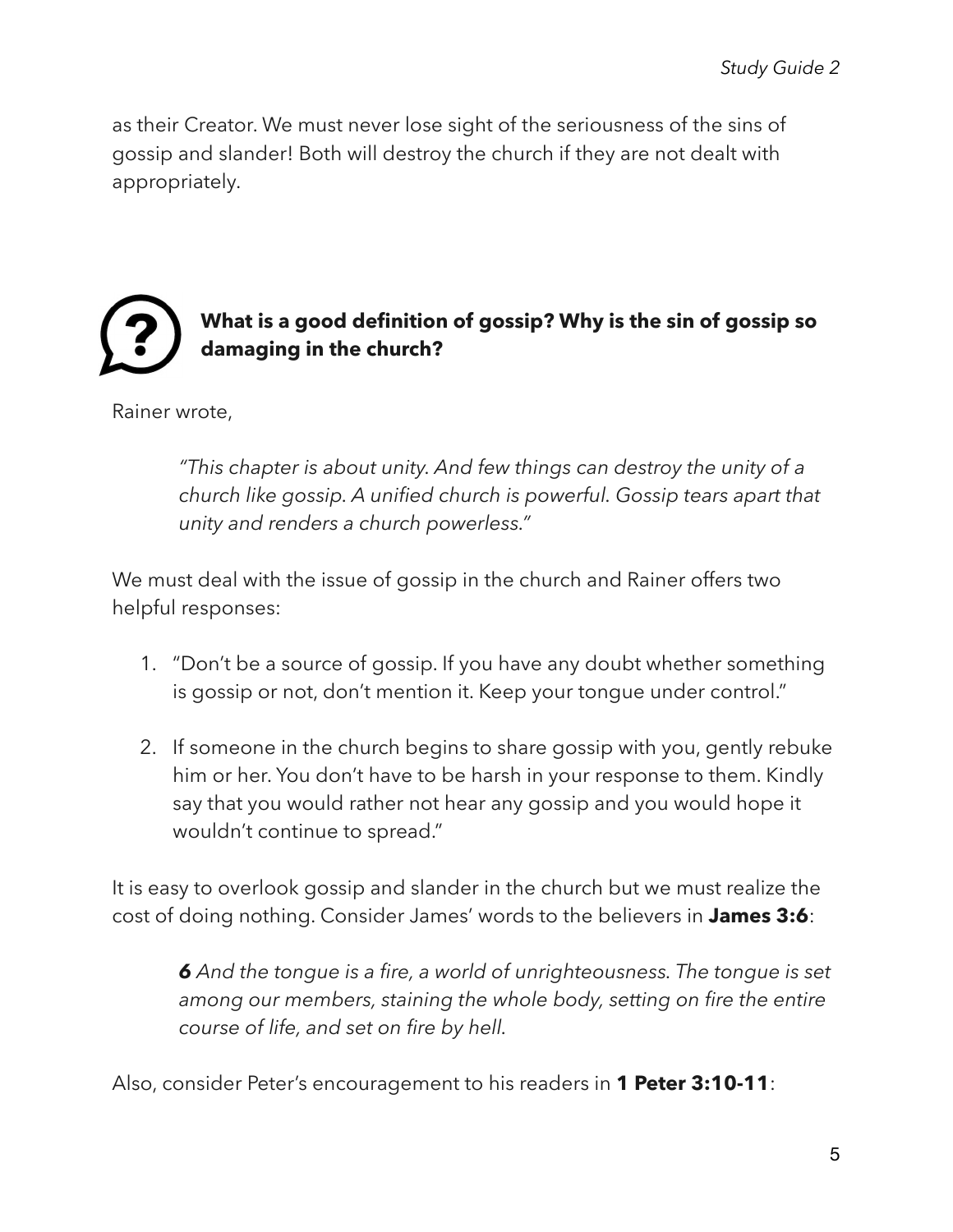as their Creator. We must never lose sight of the seriousness of the sins of gossip and slander! Both will destroy the church if they are not dealt with appropriately.

### What is a good definition of gossip? Why is the sin of gossip so damaging in the church?

Rainer wrote,

> *"This chapter is about unity. And few things can destroy the unity of a church like gossip. A unified church is powerful. Gossip tears apart that unity and renders a church powerless."*

We must deal with the issue of gossip in the church and Rainer offers two helpful responses:

1. "Don't be a source of gossip. If you have any doubt whether something is gossip or not, don't mention it. Keep your tongue under control."

2. If someone in the church begins to share gossip with you, gently rebuke him or her. You don't have to be harsh in your response to them. Kindly say that you would rather not hear any gossip and you would hope it wouldn't continue to spread."

It is easy to overlook gossip and slander in the church but we must realize the cost of doing nothing. Consider James' words to the believers in **James 3:6**:

> ***6*** *And the tongue is a fire, a world of unrighteousness. The tongue is set among our members, staining the whole body, setting on fire the entire course of life, and set on fire by hell.*

Also, consider Peter's encouragement to his readers in **1 Peter 3:10-11**: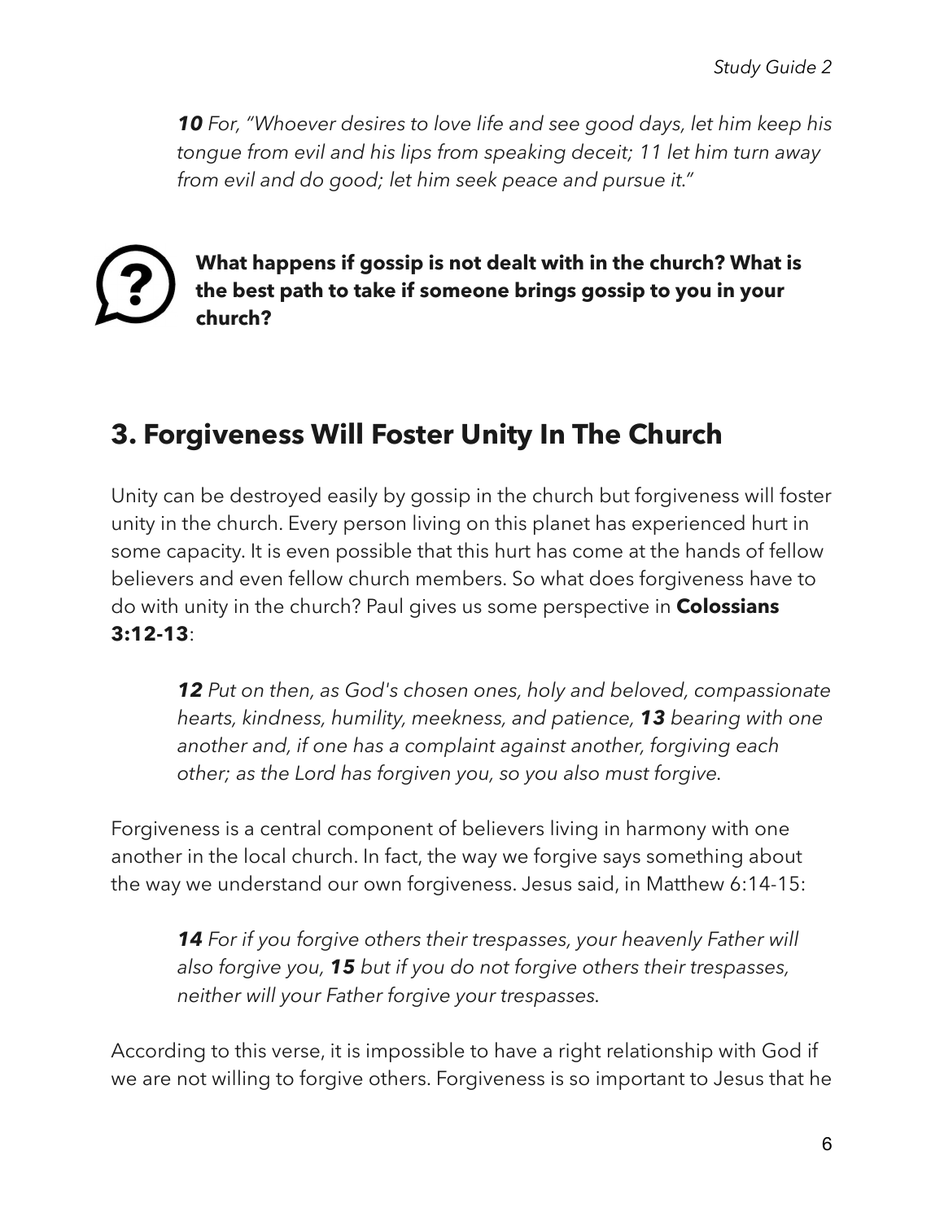> ***10*** *For, "Whoever desires to love life and see good days, let him keep his tongue from evil and his lips from speaking deceit; 11 let him turn away from evil and do good; let him seek peace and pursue it."*

**What happens if gossip is not dealt with in the church? What is the best path to take if someone brings gossip to you in your church?**

## 3. Forgiveness Will Foster Unity In The Church

Unity can be destroyed easily by gossip in the church but forgiveness will foster unity in the church. Every person living on this planet has experienced hurt in some capacity. It is even possible that this hurt has come at the hands of fellow believers and even fellow church members. So what does forgiveness have to do with unity in the church? Paul gives us some perspective in **Colossians 3:12-13**:

> ***12*** *Put on then, as God's chosen ones, holy and beloved, compassionate hearts, kindness, humility, meekness, and patience,* ***13*** *bearing with one another and, if one has a complaint against another, forgiving each other; as the Lord has forgiven you, so you also must forgive.*

Forgiveness is a central component of believers living in harmony with one another in the local church. In fact, the way we forgive says something about the way we understand our own forgiveness. Jesus said, in Matthew 6:14-15:

> ***14*** *For if you forgive others their trespasses, your heavenly Father will also forgive you,* ***15*** *but if you do not forgive others their trespasses, neither will your Father forgive your trespasses.*

According to this verse, it is impossible to have a right relationship with God if we are not willing to forgive others. Forgiveness is so important to Jesus that he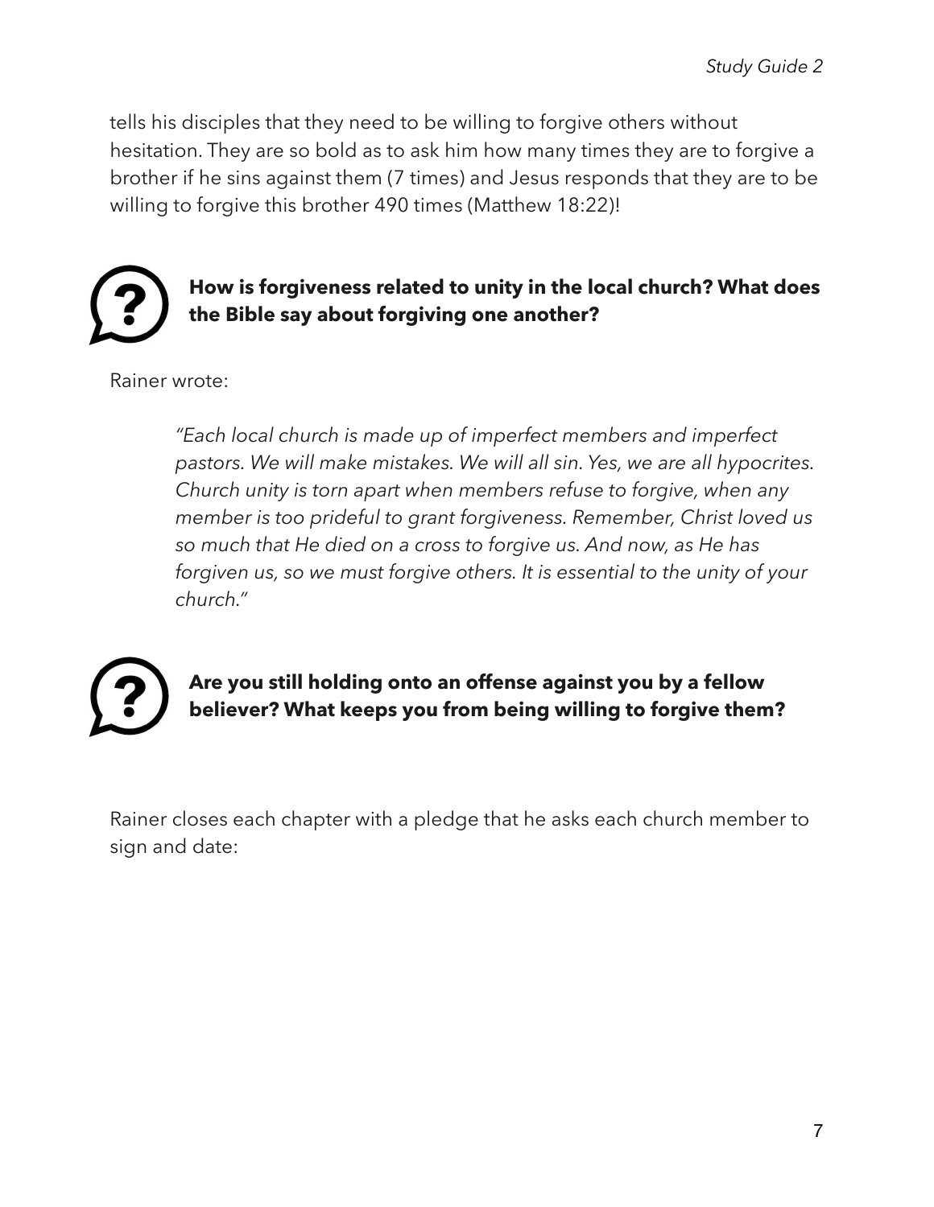tells his disciples that they need to be willing to forgive others without hesitation. They are so bold as to ask him how many times they are to forgive a brother if he sins against them (7 times) and Jesus responds that they are to be willing to forgive this brother 490 times (Matthew 18:22)!

**How is forgiveness related to unity in the local church? What does the Bible say about forgiving one another?**

Rainer wrote:

> *"Each local church is made up of imperfect members and imperfect pastors. We will make mistakes. We will all sin. Yes, we are all hypocrites. Church unity is torn apart when members refuse to forgive, when any member is too prideful to grant forgiveness. Remember, Christ loved us so much that He died on a cross to forgive us. And now, as He has forgiven us, so we must forgive others. It is essential to the unity of your church."*

**Are you still holding onto an offense against you by a fellow believer? What keeps you from being willing to forgive them?**

Rainer closes each chapter with a pledge that he asks each church member to sign and date: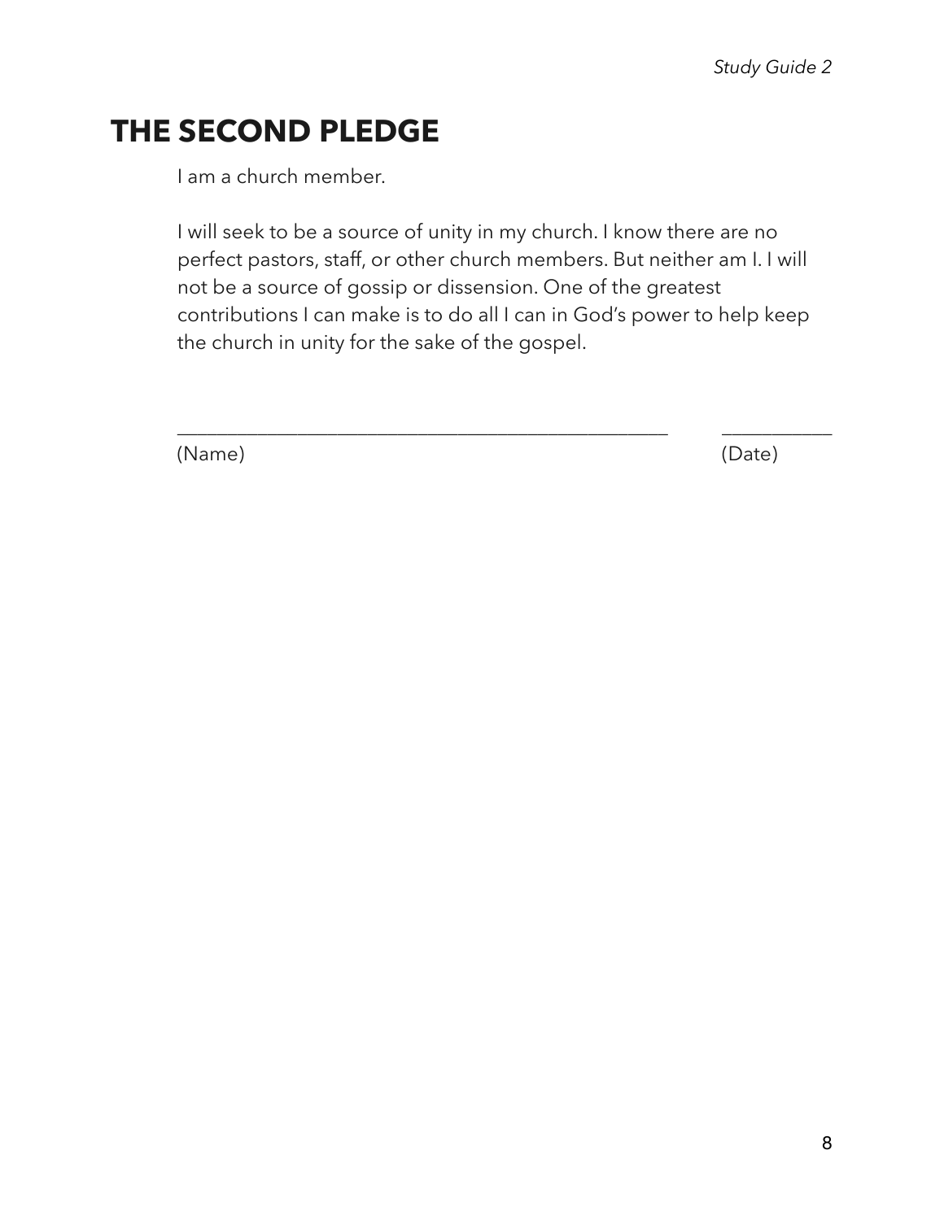# THE SECOND PLEDGE

I am a church member.

I will seek to be a source of unity in my church. I know there are no perfect pastors, staff, or other church members. But neither am I. I will not be a source of gossip or dissension. One of the greatest contributions I can make is to do all I can in God's power to help keep the church in unity for the sake of the gospel.

_______________________________________________ ___________

(Name) (Date)